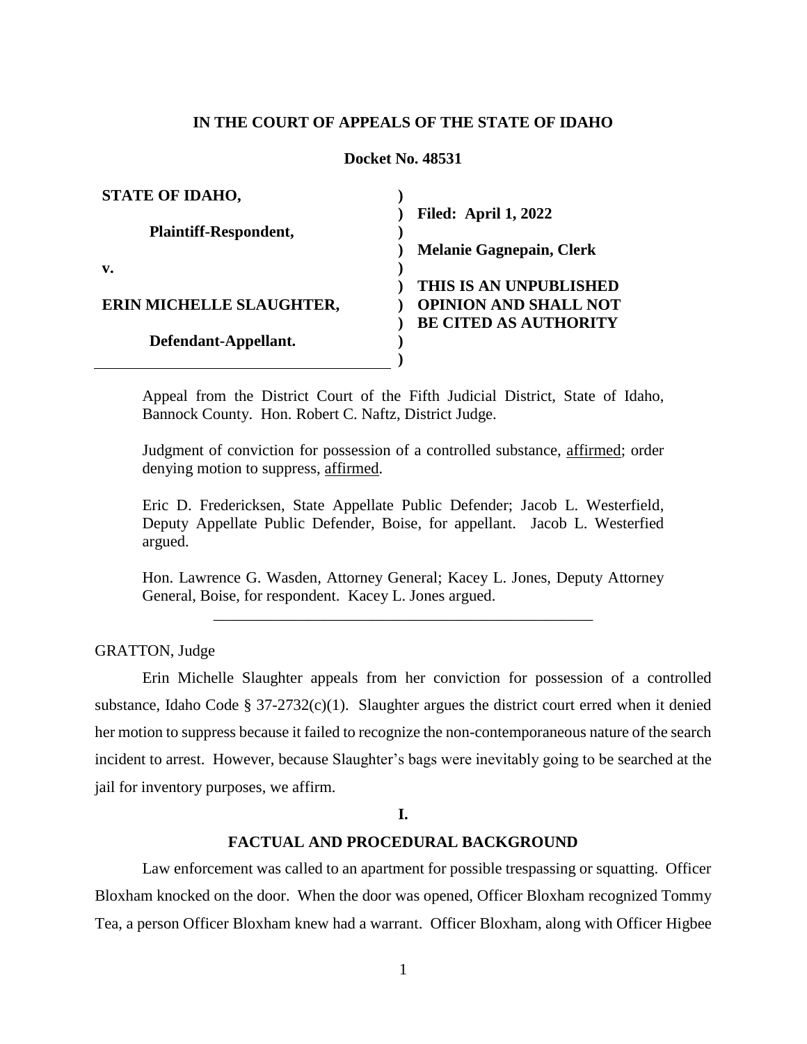**IN THE COURT OF APPEALS OF THE STATE OF IDAHO**

**Docket No. 48531**

| | |
|---|---|
| **STATE OF IDAHO,** | |
| **Plaintiff-Respondent,** | **Filed: April 1, 2022** |
| **v.** | **Melanie Gagnepain, Clerk** |
| **ERIN MICHELLE SLAUGHTER,** | **THIS IS AN UNPUBLISHED OPINION AND SHALL NOT BE CITED AS AUTHORITY** |
| **Defendant-Appellant.** | |

Appeal from the District Court of the Fifth Judicial District, State of Idaho, Bannock County. Hon. Robert C. Naftz, District Judge.

Judgment of conviction for possession of a controlled substance, affirmed; order denying motion to suppress, affirmed.

Eric D. Fredericksen, State Appellate Public Defender; Jacob L. Westerfield, Deputy Appellate Public Defender, Boise, for appellant. Jacob L. Westerfied argued.

Hon. Lawrence G. Wasden, Attorney General; Kacey L. Jones, Deputy Attorney General, Boise, for respondent. Kacey L. Jones argued.

---

GRATTON, Judge

Erin Michelle Slaughter appeals from her conviction for possession of a controlled substance, Idaho Code § 37-2732(c)(1). Slaughter argues the district court erred when it denied her motion to suppress because it failed to recognize the non-contemporaneous nature of the search incident to arrest. However, because Slaughter's bags were inevitably going to be searched at the jail for inventory purposes, we affirm.

## I.

## FACTUAL AND PROCEDURAL BACKGROUND

Law enforcement was called to an apartment for possible trespassing or squatting. Officer Bloxham knocked on the door. When the door was opened, Officer Bloxham recognized Tommy Tea, a person Officer Bloxham knew had a warrant. Officer Bloxham, along with Officer Higbee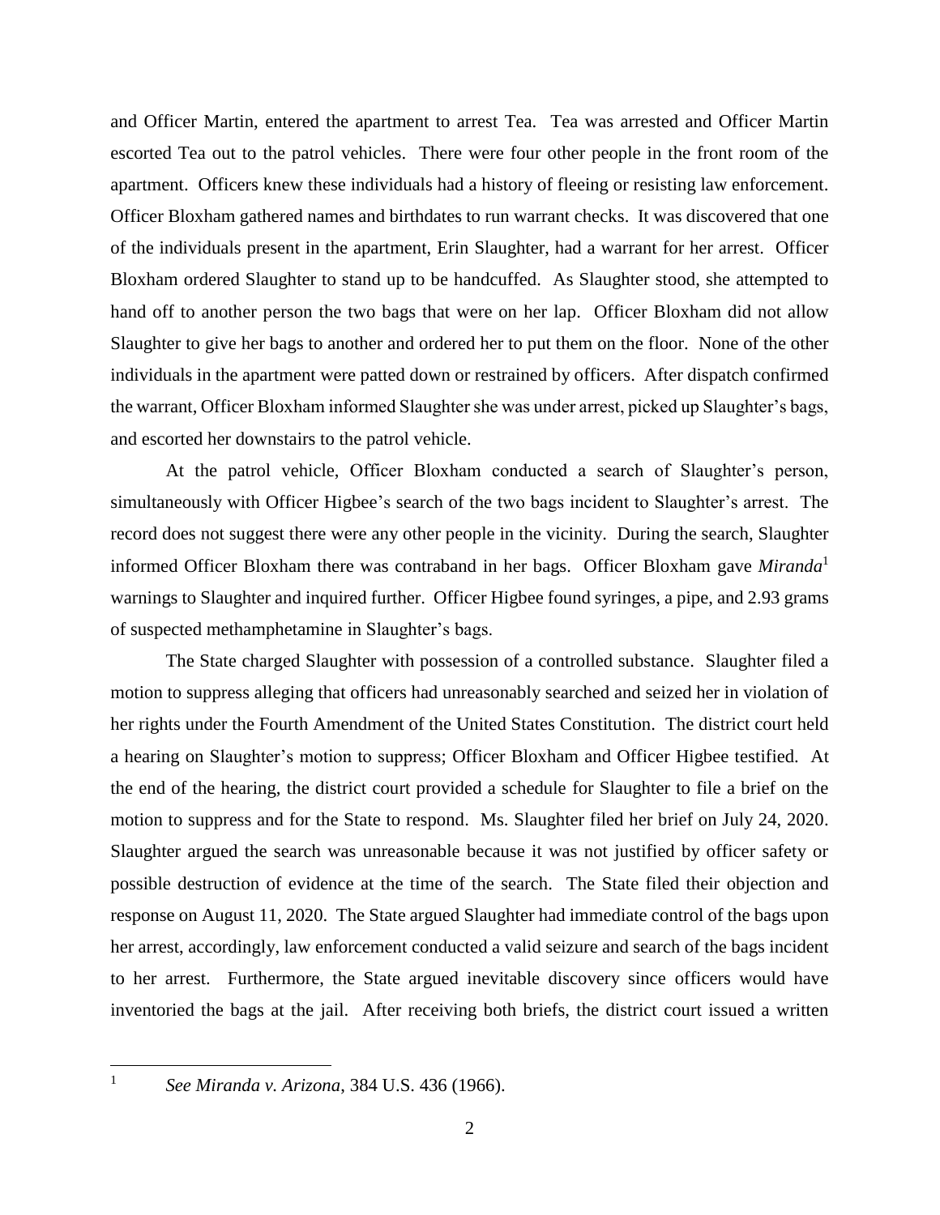and Officer Martin, entered the apartment to arrest Tea. Tea was arrested and Officer Martin escorted Tea out to the patrol vehicles. There were four other people in the front room of the apartment. Officers knew these individuals had a history of fleeing or resisting law enforcement. Officer Bloxham gathered names and birthdates to run warrant checks. It was discovered that one of the individuals present in the apartment, Erin Slaughter, had a warrant for her arrest. Officer Bloxham ordered Slaughter to stand up to be handcuffed. As Slaughter stood, she attempted to hand off to another person the two bags that were on her lap. Officer Bloxham did not allow Slaughter to give her bags to another and ordered her to put them on the floor. None of the other individuals in the apartment were patted down or restrained by officers. After dispatch confirmed the warrant, Officer Bloxham informed Slaughter she was under arrest, picked up Slaughter's bags, and escorted her downstairs to the patrol vehicle.

At the patrol vehicle, Officer Bloxham conducted a search of Slaughter's person, simultaneously with Officer Higbee's search of the two bags incident to Slaughter's arrest. The record does not suggest there were any other people in the vicinity. During the search, Slaughter informed Officer Bloxham there was contraband in her bags. Officer Bloxham gave *Miranda*[1] warnings to Slaughter and inquired further. Officer Higbee found syringes, a pipe, and 2.93 grams of suspected methamphetamine in Slaughter's bags.

The State charged Slaughter with possession of a controlled substance. Slaughter filed a motion to suppress alleging that officers had unreasonably searched and seized her in violation of her rights under the Fourth Amendment of the United States Constitution. The district court held a hearing on Slaughter's motion to suppress; Officer Bloxham and Officer Higbee testified. At the end of the hearing, the district court provided a schedule for Slaughter to file a brief on the motion to suppress and for the State to respond. Ms. Slaughter filed her brief on July 24, 2020. Slaughter argued the search was unreasonable because it was not justified by officer safety or possible destruction of evidence at the time of the search. The State filed their objection and response on August 11, 2020. The State argued Slaughter had immediate control of the bags upon her arrest, accordingly, law enforcement conducted a valid seizure and search of the bags incident to her arrest. Furthermore, the State argued inevitable discovery since officers would have inventoried the bags at the jail. After receiving both briefs, the district court issued a written

[1] *See Miranda v. Arizona*, 384 U.S. 436 (1966).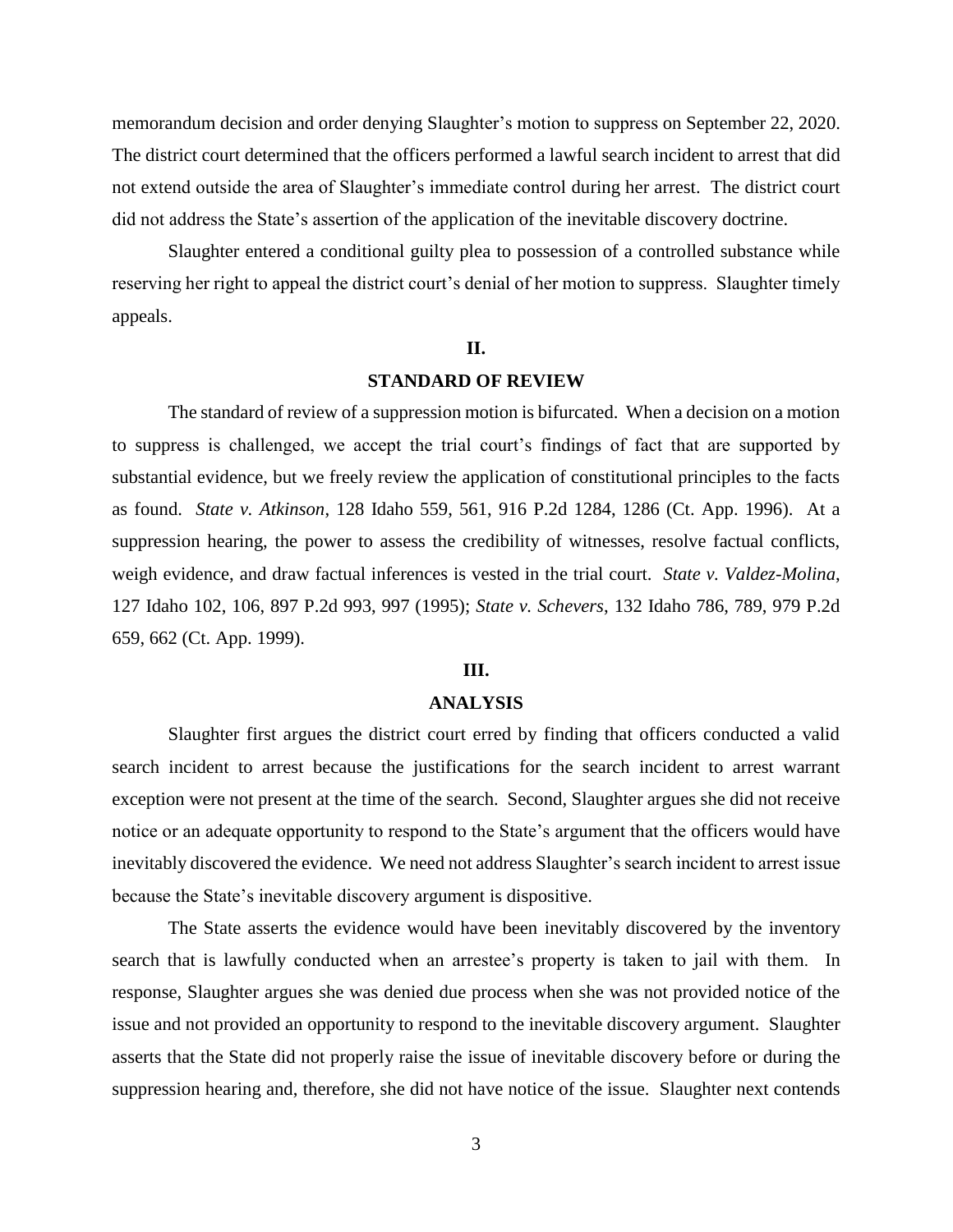memorandum decision and order denying Slaughter's motion to suppress on September 22, 2020. The district court determined that the officers performed a lawful search incident to arrest that did not extend outside the area of Slaughter's immediate control during her arrest. The district court did not address the State's assertion of the application of the inevitable discovery doctrine.

Slaughter entered a conditional guilty plea to possession of a controlled substance while reserving her right to appeal the district court's denial of her motion to suppress. Slaughter timely appeals.

## II.

## STANDARD OF REVIEW

The standard of review of a suppression motion is bifurcated. When a decision on a motion to suppress is challenged, we accept the trial court's findings of fact that are supported by substantial evidence, but we freely review the application of constitutional principles to the facts as found. *State v. Atkinson*, 128 Idaho 559, 561, 916 P.2d 1284, 1286 (Ct. App. 1996). At a suppression hearing, the power to assess the credibility of witnesses, resolve factual conflicts, weigh evidence, and draw factual inferences is vested in the trial court. *State v. Valdez-Molina*, 127 Idaho 102, 106, 897 P.2d 993, 997 (1995); *State v. Schevers*, 132 Idaho 786, 789, 979 P.2d 659, 662 (Ct. App. 1999).

## III.

## ANALYSIS

Slaughter first argues the district court erred by finding that officers conducted a valid search incident to arrest because the justifications for the search incident to arrest warrant exception were not present at the time of the search. Second, Slaughter argues she did not receive notice or an adequate opportunity to respond to the State's argument that the officers would have inevitably discovered the evidence. We need not address Slaughter's search incident to arrest issue because the State's inevitable discovery argument is dispositive.

The State asserts the evidence would have been inevitably discovered by the inventory search that is lawfully conducted when an arrestee's property is taken to jail with them. In response, Slaughter argues she was denied due process when she was not provided notice of the issue and not provided an opportunity to respond to the inevitable discovery argument. Slaughter asserts that the State did not properly raise the issue of inevitable discovery before or during the suppression hearing and, therefore, she did not have notice of the issue. Slaughter next contends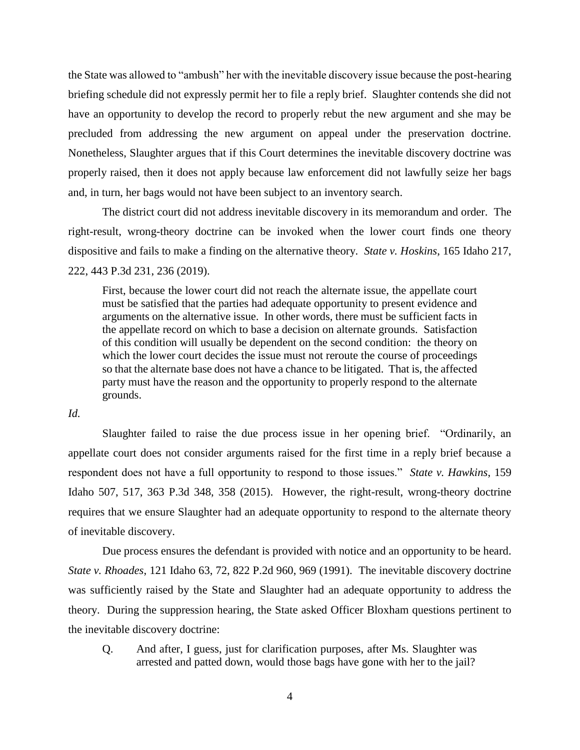the State was allowed to "ambush" her with the inevitable discovery issue because the post-hearing briefing schedule did not expressly permit her to file a reply brief. Slaughter contends she did not have an opportunity to develop the record to properly rebut the new argument and she may be precluded from addressing the new argument on appeal under the preservation doctrine. Nonetheless, Slaughter argues that if this Court determines the inevitable discovery doctrine was properly raised, then it does not apply because law enforcement did not lawfully seize her bags and, in turn, her bags would not have been subject to an inventory search.

The district court did not address inevitable discovery in its memorandum and order. The right-result, wrong-theory doctrine can be invoked when the lower court finds one theory dispositive and fails to make a finding on the alternative theory. *State v. Hoskins*, 165 Idaho 217, 222, 443 P.3d 231, 236 (2019).

> First, because the lower court did not reach the alternate issue, the appellate court must be satisfied that the parties had adequate opportunity to present evidence and arguments on the alternative issue. In other words, there must be sufficient facts in the appellate record on which to base a decision on alternate grounds. Satisfaction of this condition will usually be dependent on the second condition: the theory on which the lower court decides the issue must not reroute the course of proceedings so that the alternate base does not have a chance to be litigated. That is, the affected party must have the reason and the opportunity to properly respond to the alternate grounds.

*Id.*

Slaughter failed to raise the due process issue in her opening brief. "Ordinarily, an appellate court does not consider arguments raised for the first time in a reply brief because a respondent does not have a full opportunity to respond to those issues." *State v. Hawkins*, 159 Idaho 507, 517, 363 P.3d 348, 358 (2015). However, the right-result, wrong-theory doctrine requires that we ensure Slaughter had an adequate opportunity to respond to the alternate theory of inevitable discovery.

Due process ensures the defendant is provided with notice and an opportunity to be heard. *State v. Rhoades*, 121 Idaho 63, 72, 822 P.2d 960, 969 (1991). The inevitable discovery doctrine was sufficiently raised by the State and Slaughter had an adequate opportunity to address the theory. During the suppression hearing, the State asked Officer Bloxham questions pertinent to the inevitable discovery doctrine:

> Q. And after, I guess, just for clarification purposes, after Ms. Slaughter was arrested and patted down, would those bags have gone with her to the jail?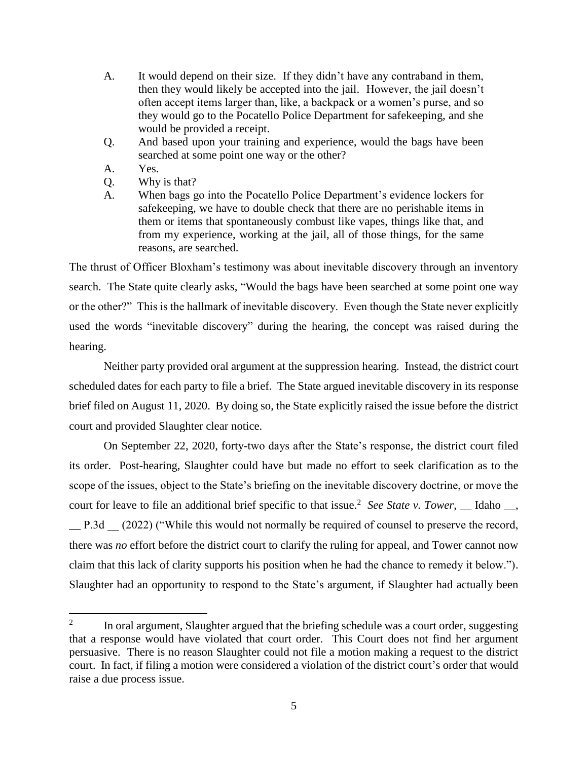A. It would depend on their size. If they didn't have any contraband in them, then they would likely be accepted into the jail. However, the jail doesn't often accept items larger than, like, a backpack or a women's purse, and so they would go to the Pocatello Police Department for safekeeping, and she would be provided a receipt.

Q. And based upon your training and experience, would the bags have been searched at some point one way or the other?

A. Yes.

Q. Why is that?

A. When bags go into the Pocatello Police Department's evidence lockers for safekeeping, we have to double check that there are no perishable items in them or items that spontaneously combust like vapes, things like that, and from my experience, working at the jail, all of those things, for the same reasons, are searched.

The thrust of Officer Bloxham's testimony was about inevitable discovery through an inventory search. The State quite clearly asks, "Would the bags have been searched at some point one way or the other?" This is the hallmark of inevitable discovery. Even though the State never explicitly used the words "inevitable discovery" during the hearing, the concept was raised during the hearing.

Neither party provided oral argument at the suppression hearing. Instead, the district court scheduled dates for each party to file a brief. The State argued inevitable discovery in its response brief filed on August 11, 2020. By doing so, the State explicitly raised the issue before the district court and provided Slaughter clear notice.

On September 22, 2020, forty-two days after the State's response, the district court filed its order. Post-hearing, Slaughter could have but made no effort to seek clarification as to the scope of the issues, object to the State's briefing on the inevitable discovery doctrine, or move the court for leave to file an additional brief specific to that issue.[2] *See State v. Tower*, __ Idaho __, __ P.3d __ (2022) ("While this would not normally be required of counsel to preserve the record, there was *no* effort before the district court to clarify the ruling for appeal, and Tower cannot now claim that this lack of clarity supports his position when he had the chance to remedy it below."). Slaughter had an opportunity to respond to the State's argument, if Slaughter had actually been

[2] In oral argument, Slaughter argued that the briefing schedule was a court order, suggesting that a response would have violated that court order. This Court does not find her argument persuasive. There is no reason Slaughter could not file a motion making a request to the district court. In fact, if filing a motion were considered a violation of the district court's order that would raise a due process issue.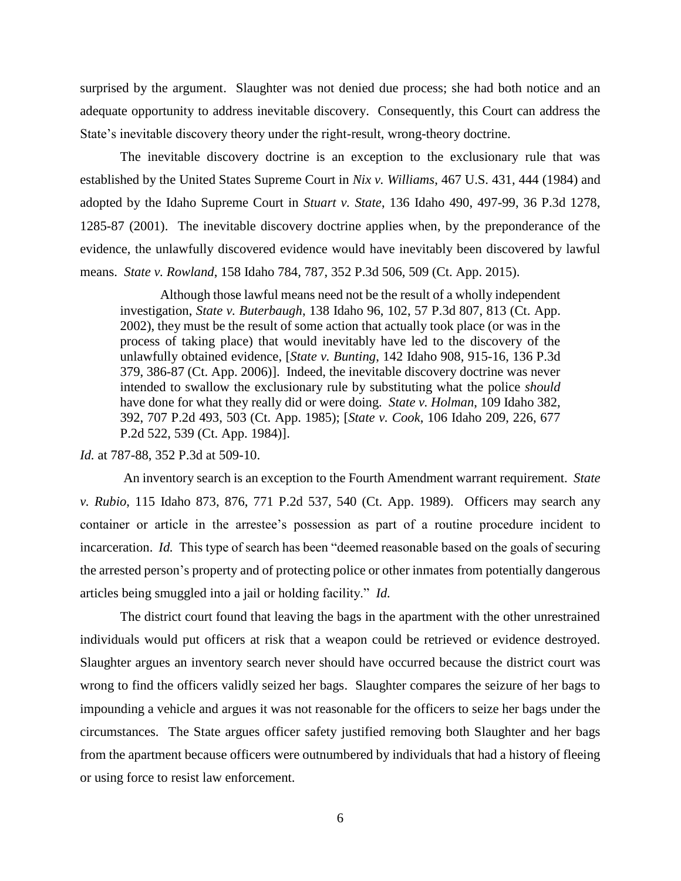surprised by the argument. Slaughter was not denied due process; she had both notice and an adequate opportunity to address inevitable discovery. Consequently, this Court can address the State's inevitable discovery theory under the right-result, wrong-theory doctrine.

The inevitable discovery doctrine is an exception to the exclusionary rule that was established by the United States Supreme Court in *Nix v. Williams*, 467 U.S. 431, 444 (1984) and adopted by the Idaho Supreme Court in *Stuart v. State*, 136 Idaho 490, 497-99, 36 P.3d 1278, 1285-87 (2001). The inevitable discovery doctrine applies when, by the preponderance of the evidence, the unlawfully discovered evidence would have inevitably been discovered by lawful means. *State v. Rowland*, 158 Idaho 784, 787, 352 P.3d 506, 509 (Ct. App. 2015).

> Although those lawful means need not be the result of a wholly independent investigation, *State v. Buterbaugh*, 138 Idaho 96, 102, 57 P.3d 807, 813 (Ct. App. 2002), they must be the result of some action that actually took place (or was in the process of taking place) that would inevitably have led to the discovery of the unlawfully obtained evidence, [*State v. Bunting*, 142 Idaho 908, 915-16, 136 P.3d 379, 386-87 (Ct. App. 2006)]. Indeed, the inevitable discovery doctrine was never intended to swallow the exclusionary rule by substituting what the police *should* have done for what they really did or were doing. *State v. Holman*, 109 Idaho 382, 392, 707 P.2d 493, 503 (Ct. App. 1985); [*State v. Cook*, 106 Idaho 209, 226, 677 P.2d 522, 539 (Ct. App. 1984)].

*Id.* at 787-88, 352 P.3d at 509-10.

An inventory search is an exception to the Fourth Amendment warrant requirement. *State v. Rubio*, 115 Idaho 873, 876, 771 P.2d 537, 540 (Ct. App. 1989). Officers may search any container or article in the arrestee's possession as part of a routine procedure incident to incarceration. *Id.* This type of search has been "deemed reasonable based on the goals of securing the arrested person's property and of protecting police or other inmates from potentially dangerous articles being smuggled into a jail or holding facility." *Id.*

The district court found that leaving the bags in the apartment with the other unrestrained individuals would put officers at risk that a weapon could be retrieved or evidence destroyed. Slaughter argues an inventory search never should have occurred because the district court was wrong to find the officers validly seized her bags. Slaughter compares the seizure of her bags to impounding a vehicle and argues it was not reasonable for the officers to seize her bags under the circumstances. The State argues officer safety justified removing both Slaughter and her bags from the apartment because officers were outnumbered by individuals that had a history of fleeing or using force to resist law enforcement.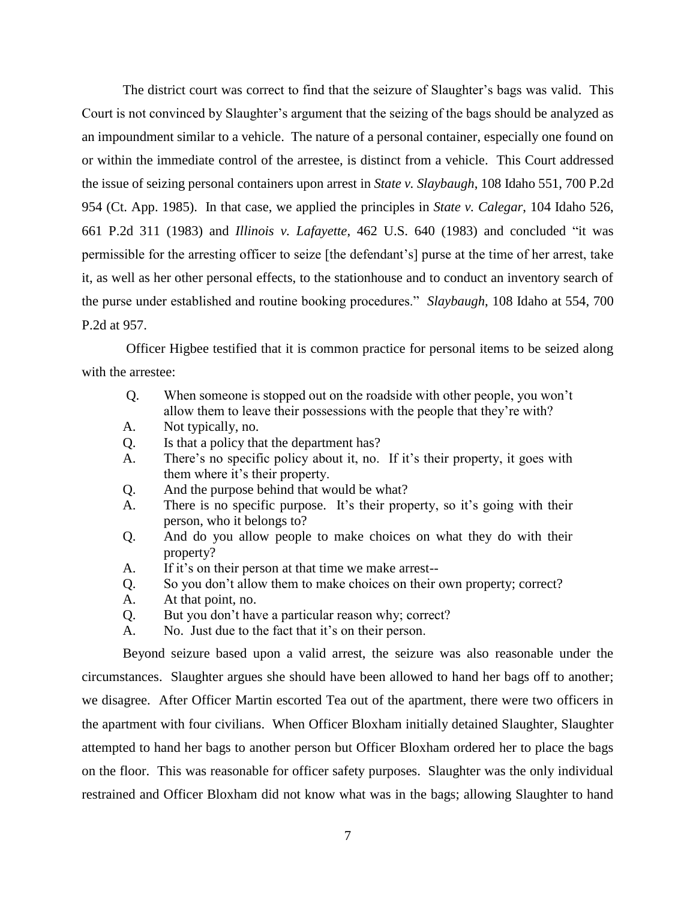The district court was correct to find that the seizure of Slaughter's bags was valid. This Court is not convinced by Slaughter's argument that the seizing of the bags should be analyzed as an impoundment similar to a vehicle. The nature of a personal container, especially one found on or within the immediate control of the arrestee, is distinct from a vehicle. This Court addressed the issue of seizing personal containers upon arrest in *State v. Slaybaugh*, 108 Idaho 551, 700 P.2d 954 (Ct. App. 1985). In that case, we applied the principles in *State v. Calegar*, 104 Idaho 526, 661 P.2d 311 (1983) and *Illinois v. Lafayette*, 462 U.S. 640 (1983) and concluded "it was permissible for the arresting officer to seize [the defendant's] purse at the time of her arrest, take it, as well as her other personal effects, to the stationhouse and to conduct an inventory search of the purse under established and routine booking procedures." *Slaybaugh*, 108 Idaho at 554, 700 P.2d at 957.

Officer Higbee testified that it is common practice for personal items to be seized along with the arrestee:

> Q. When someone is stopped out on the roadside with other people, you won't allow them to leave their possessions with the people that they're with?
>
> A. Not typically, no.
>
> Q. Is that a policy that the department has?
>
> A. There's no specific policy about it, no. If it's their property, it goes with them where it's their property.
>
> Q. And the purpose behind that would be what?
>
> A. There is no specific purpose. It's their property, so it's going with their person, who it belongs to?
>
> Q. And do you allow people to make choices on what they do with their property?
>
> A. If it's on their person at that time we make arrest--
>
> Q. So you don't allow them to make choices on their own property; correct?
>
> A. At that point, no.
>
> Q. But you don't have a particular reason why; correct?
>
> A. No. Just due to the fact that it's on their person.

Beyond seizure based upon a valid arrest, the seizure was also reasonable under the circumstances. Slaughter argues she should have been allowed to hand her bags off to another; we disagree. After Officer Martin escorted Tea out of the apartment, there were two officers in the apartment with four civilians. When Officer Bloxham initially detained Slaughter, Slaughter attempted to hand her bags to another person but Officer Bloxham ordered her to place the bags on the floor. This was reasonable for officer safety purposes. Slaughter was the only individual restrained and Officer Bloxham did not know what was in the bags; allowing Slaughter to hand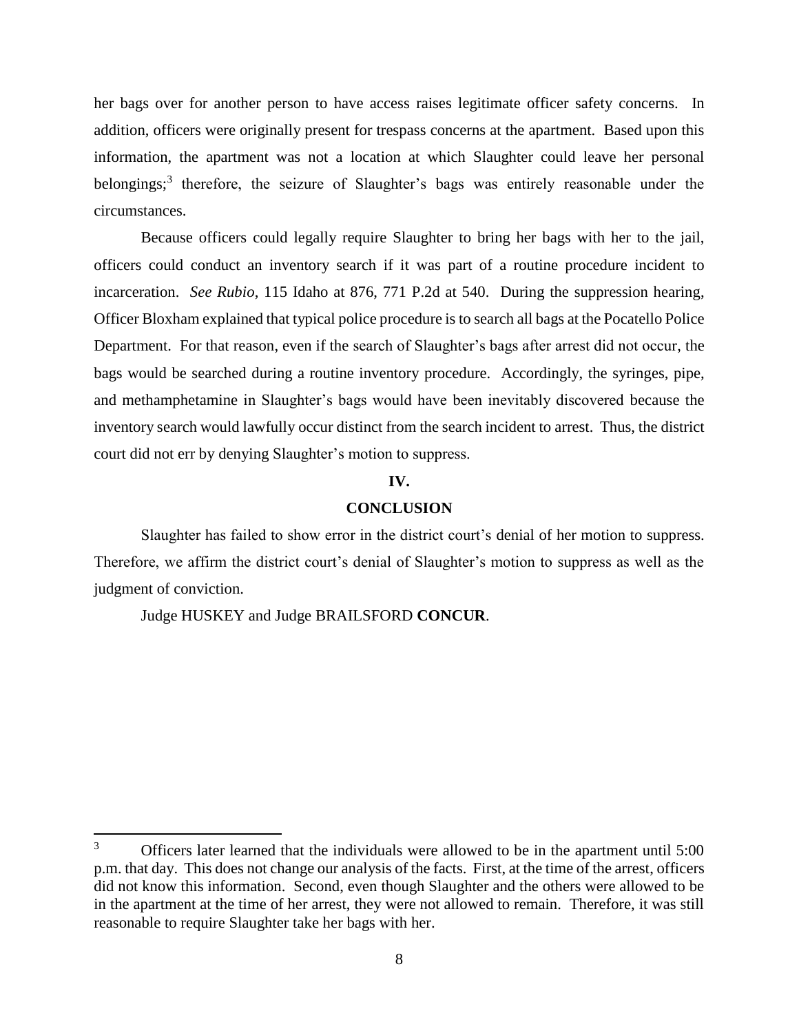her bags over for another person to have access raises legitimate officer safety concerns. In addition, officers were originally present for trespass concerns at the apartment. Based upon this information, the apartment was not a location at which Slaughter could leave her personal belongings;[3] therefore, the seizure of Slaughter's bags was entirely reasonable under the circumstances.

Because officers could legally require Slaughter to bring her bags with her to the jail, officers could conduct an inventory search if it was part of a routine procedure incident to incarceration. *See Rubio*, 115 Idaho at 876, 771 P.2d at 540. During the suppression hearing, Officer Bloxham explained that typical police procedure is to search all bags at the Pocatello Police Department. For that reason, even if the search of Slaughter's bags after arrest did not occur, the bags would be searched during a routine inventory procedure. Accordingly, the syringes, pipe, and methamphetamine in Slaughter's bags would have been inevitably discovered because the inventory search would lawfully occur distinct from the search incident to arrest. Thus, the district court did not err by denying Slaughter's motion to suppress.

## IV.

## CONCLUSION

Slaughter has failed to show error in the district court's denial of her motion to suppress. Therefore, we affirm the district court's denial of Slaughter's motion to suppress as well as the judgment of conviction.

Judge HUSKEY and Judge BRAILSFORD **CONCUR**.

---

[3] Officers later learned that the individuals were allowed to be in the apartment until 5:00 p.m. that day. This does not change our analysis of the facts. First, at the time of the arrest, officers did not know this information. Second, even though Slaughter and the others were allowed to be in the apartment at the time of her arrest, they were not allowed to remain. Therefore, it was still reasonable to require Slaughter take her bags with her.